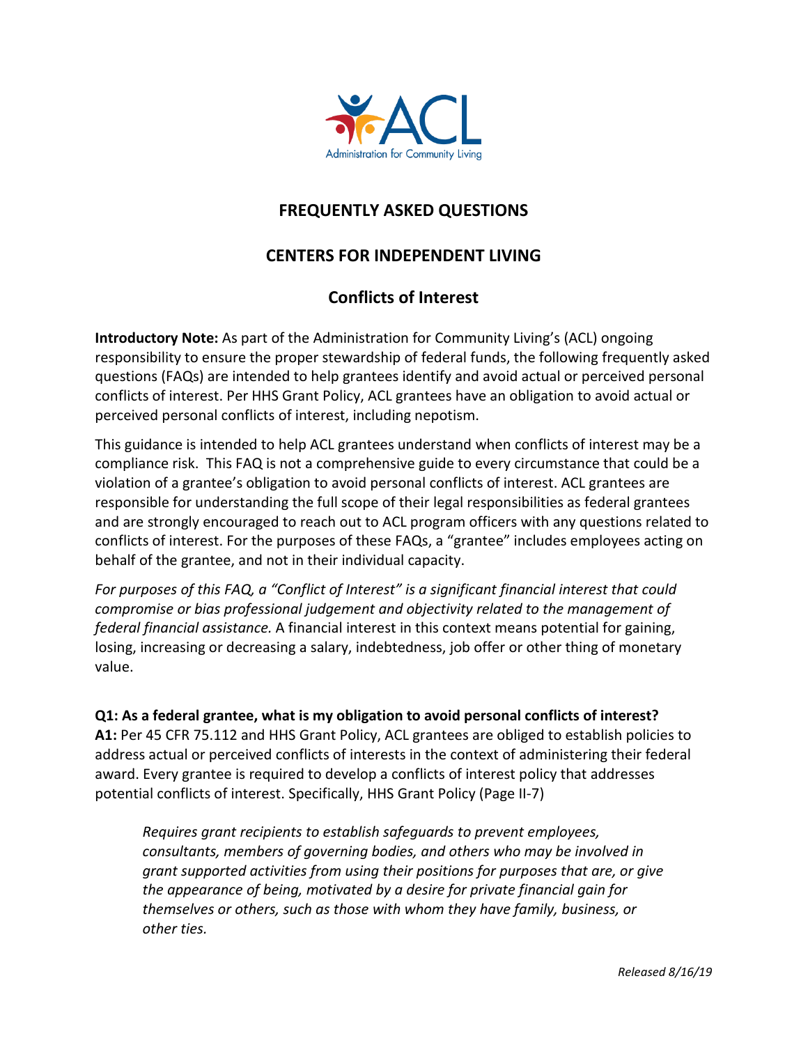# FREQUENTLY ASKED QUESTIONS

## CENTERS FOR INDEPENDENT LIVING

## Conflicts of Interest

**Introductory Note:** As part of the Administration for Community Living's (ACL) ongoing responsibility to ensure the proper stewardship of federal funds, the following frequently asked questions (FAQs) are intended to help grantees identify and avoid actual or perceived personal conflicts of interest. Per HHS Grant Policy, ACL grantees have an obligation to avoid actual or perceived personal conflicts of interest, including nepotism.

This guidance is intended to help ACL grantees understand when conflicts of interest may be a compliance risk. This FAQ is not a comprehensive guide to every circumstance that could be a violation of a grantee's obligation to avoid personal conflicts of interest. ACL grantees are responsible for understanding the full scope of their legal responsibilities as federal grantees and are strongly encouraged to reach out to ACL program officers with any questions related to conflicts of interest. For the purposes of these FAQs, a "grantee" includes employees acting on behalf of the grantee, and not in their individual capacity.

*For purposes of this FAQ, a "Conflict of Interest" is a significant financial interest that could compromise or bias professional judgement and objectivity related to the management of federal financial assistance.* A financial interest in this context means potential for gaining, losing, increasing or decreasing a salary, indebtedness, job offer or other thing of monetary value.

**Q1: As a federal grantee, what is my obligation to avoid personal conflicts of interest?**
**A1:** Per 45 CFR 75.112 and HHS Grant Policy, ACL grantees are obliged to establish policies to address actual or perceived conflicts of interests in the context of administering their federal award. Every grantee is required to develop a conflicts of interest policy that addresses potential conflicts of interest. Specifically, HHS Grant Policy (Page II-7)

> *Requires grant recipients to establish safeguards to prevent employees, consultants, members of governing bodies, and others who may be involved in grant supported activities from using their positions for purposes that are, or give the appearance of being, motivated by a desire for private financial gain for themselves or others, such as those with whom they have family, business, or other ties.*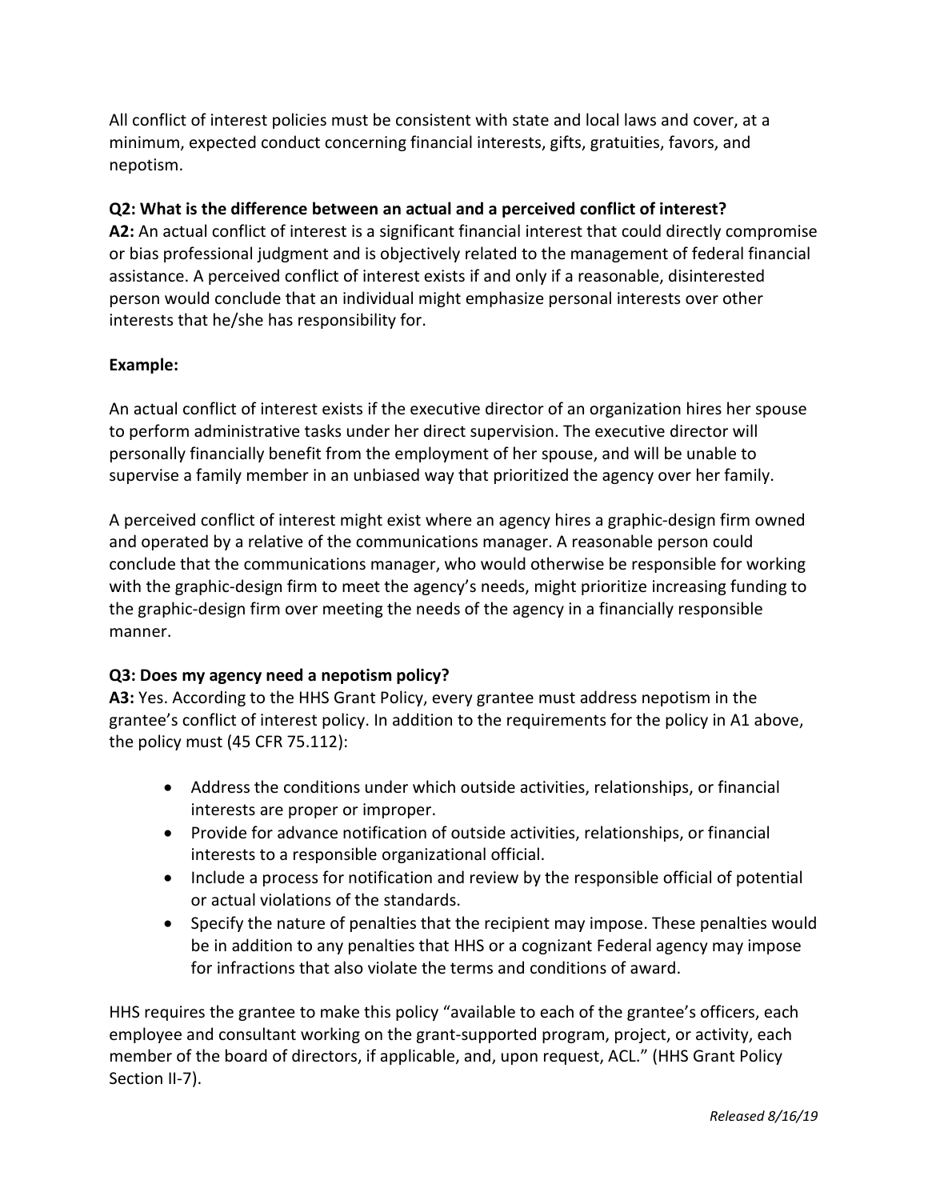All conflict of interest policies must be consistent with state and local laws and cover, at a minimum, expected conduct concerning financial interests, gifts, gratuities, favors, and nepotism.

**Q2: What is the difference between an actual and a perceived conflict of interest?**
**A2:** An actual conflict of interest is a significant financial interest that could directly compromise or bias professional judgment and is objectively related to the management of federal financial assistance. A perceived conflict of interest exists if and only if a reasonable, disinterested person would conclude that an individual might emphasize personal interests over other interests that he/she has responsibility for.

**Example:**

An actual conflict of interest exists if the executive director of an organization hires her spouse to perform administrative tasks under her direct supervision. The executive director will personally financially benefit from the employment of her spouse, and will be unable to supervise a family member in an unbiased way that prioritized the agency over her family.

A perceived conflict of interest might exist where an agency hires a graphic-design firm owned and operated by a relative of the communications manager. A reasonable person could conclude that the communications manager, who would otherwise be responsible for working with the graphic-design firm to meet the agency's needs, might prioritize increasing funding to the graphic-design firm over meeting the needs of the agency in a financially responsible manner.

**Q3: Does my agency need a nepotism policy?**
**A3:** Yes. According to the HHS Grant Policy, every grantee must address nepotism in the grantee's conflict of interest policy. In addition to the requirements for the policy in A1 above, the policy must (45 CFR 75.112):

- Address the conditions under which outside activities, relationships, or financial interests are proper or improper.
- Provide for advance notification of outside activities, relationships, or financial interests to a responsible organizational official.
- Include a process for notification and review by the responsible official of potential or actual violations of the standards.
- Specify the nature of penalties that the recipient may impose. These penalties would be in addition to any penalties that HHS or a cognizant Federal agency may impose for infractions that also violate the terms and conditions of award.

HHS requires the grantee to make this policy "available to each of the grantee's officers, each employee and consultant working on the grant-supported program, project, or activity, each member of the board of directors, if applicable, and, upon request, ACL." (HHS Grant Policy Section II-7).

*Released 8/16/19*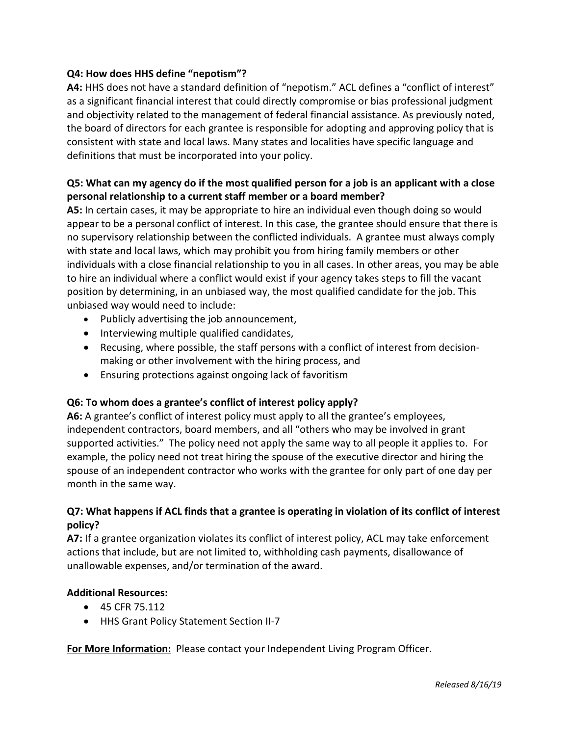**Q4: How does HHS define "nepotism"?**

**A4:** HHS does not have a standard definition of "nepotism." ACL defines a "conflict of interest" as a significant financial interest that could directly compromise or bias professional judgment and objectivity related to the management of federal financial assistance. As previously noted, the board of directors for each grantee is responsible for adopting and approving policy that is consistent with state and local laws. Many states and localities have specific language and definitions that must be incorporated into your policy.

**Q5: What can my agency do if the most qualified person for a job is an applicant with a close personal relationship to a current staff member or a board member?**

**A5:** In certain cases, it may be appropriate to hire an individual even though doing so would appear to be a personal conflict of interest. In this case, the grantee should ensure that there is no supervisory relationship between the conflicted individuals. A grantee must always comply with state and local laws, which may prohibit you from hiring family members or other individuals with a close financial relationship to you in all cases. In other areas, you may be able to hire an individual where a conflict would exist if your agency takes steps to fill the vacant position by determining, in an unbiased way, the most qualified candidate for the job. This unbiased way would need to include:

- Publicly advertising the job announcement,
- Interviewing multiple qualified candidates,
- Recusing, where possible, the staff persons with a conflict of interest from decision-making or other involvement with the hiring process, and
- Ensuring protections against ongoing lack of favoritism

**Q6: To whom does a grantee's conflict of interest policy apply?**

**A6:** A grantee's conflict of interest policy must apply to all the grantee's employees, independent contractors, board members, and all "others who may be involved in grant supported activities." The policy need not apply the same way to all people it applies to. For example, the policy need not treat hiring the spouse of the executive director and hiring the spouse of an independent contractor who works with the grantee for only part of one day per month in the same way.

**Q7: What happens if ACL finds that a grantee is operating in violation of its conflict of interest policy?**

**A7:** If a grantee organization violates its conflict of interest policy, ACL may take enforcement actions that include, but are not limited to, withholding cash payments, disallowance of unallowable expenses, and/or termination of the award.

**Additional Resources:**

- 45 CFR 75.112
- HHS Grant Policy Statement Section II-7

**<u>For More Information:</u>** Please contact your Independent Living Program Officer.

*Released 8/16/19*